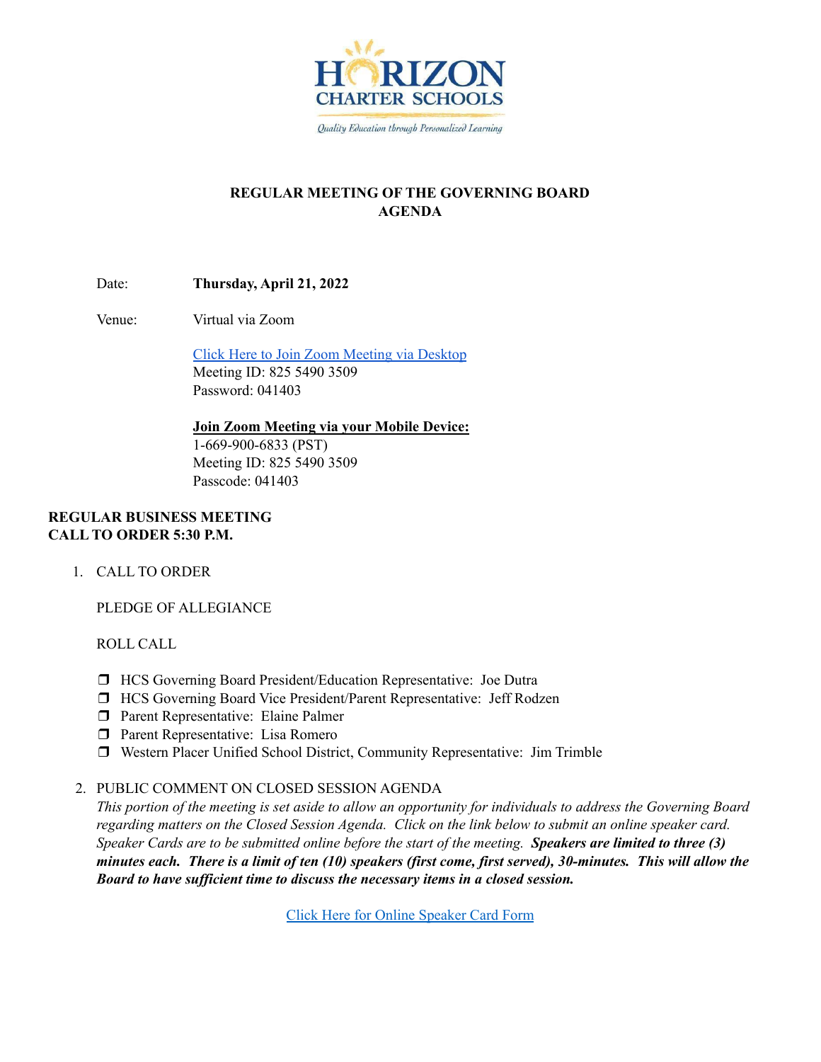Horizon Charter Schools

*Quality Education through Personalized Learning*

# REGULAR MEETING OF THE GOVERNING BOARD
# AGENDA

Date: **Thursday, April 21, 2022**

Venue: Virtual via Zoom

[Click Here to Join Zoom Meeting via Desktop]
Meeting ID: 825 5490 3509
Password: 041403

**Join Zoom Meeting via your Mobile Device:**
1-669-900-6833 (PST)
Meeting ID: 825 5490 3509
Passcode: 041403

**REGULAR BUSINESS MEETING**
**CALL TO ORDER 5:30 P.M.**

1. CALL TO ORDER

   PLEDGE OF ALLEGIANCE

   ROLL CALL

   - ❒ HCS Governing Board President/Education Representative: Joe Dutra
   - ❒ HCS Governing Board Vice President/Parent Representative: Jeff Rodzen
   - ❒ Parent Representative: Elaine Palmer
   - ❒ Parent Representative: Lisa Romero
   - ❒ Western Placer Unified School District, Community Representative: Jim Trimble

2. PUBLIC COMMENT ON CLOSED SESSION AGENDA
   *This portion of the meeting is set aside to allow an opportunity for individuals to address the Governing Board regarding matters on the Closed Session Agenda. Click on the link below to submit an online speaker card. Speaker Cards are to be submitted online before the start of the meeting.* ***Speakers are limited to three (3) minutes each. There is a limit of ten (10) speakers (first come, first served), 30-minutes. This will allow the Board to have sufficient time to discuss the necessary items in a closed session.***

   [Click Here for Online Speaker Card Form]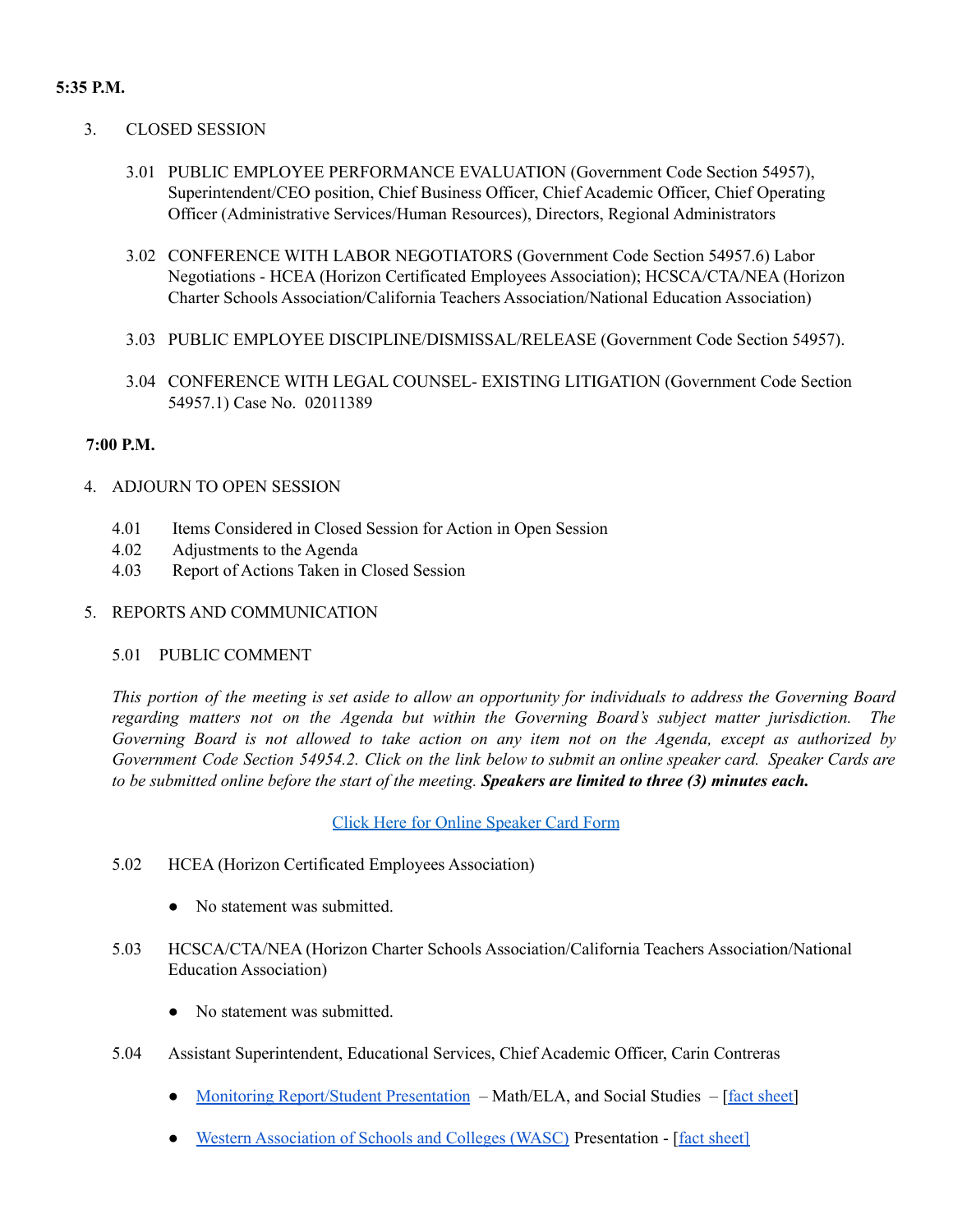**5:35 P.M.**

3. CLOSED SESSION

   3.01 PUBLIC EMPLOYEE PERFORMANCE EVALUATION (Government Code Section 54957), Superintendent/CEO position, Chief Business Officer, Chief Academic Officer, Chief Operating Officer (Administrative Services/Human Resources), Directors, Regional Administrators

   3.02 CONFERENCE WITH LABOR NEGOTIATORS (Government Code Section 54957.6) Labor Negotiations - HCEA (Horizon Certificated Employees Association); HCSCA/CTA/NEA (Horizon Charter Schools Association/California Teachers Association/National Education Association)

   3.03 PUBLIC EMPLOYEE DISCIPLINE/DISMISSAL/RELEASE (Government Code Section 54957).

   3.04 CONFERENCE WITH LEGAL COUNSEL- EXISTING LITIGATION (Government Code Section 54957.1) Case No. 02011389

**7:00 P.M.**

4. ADJOURN TO OPEN SESSION

   4.01 Items Considered in Closed Session for Action in Open Session
   4.02 Adjustments to the Agenda
   4.03 Report of Actions Taken in Closed Session

5. REPORTS AND COMMUNICATION

   5.01 PUBLIC COMMENT

   *This portion of the meeting is set aside to allow an opportunity for individuals to address the Governing Board regarding matters not on the Agenda but within the Governing Board's subject matter jurisdiction. The Governing Board is not allowed to take action on any item not on the Agenda, except as authorized by Government Code Section 54954.2. Click on the link below to submit an online speaker card. Speaker Cards are to be submitted online before the start of the meeting.* ***Speakers are limited to three (3) minutes each.***

   Click Here for Online Speaker Card Form

   5.02 HCEA (Horizon Certificated Employees Association)

   - No statement was submitted.

   5.03 HCSCA/CTA/NEA (Horizon Charter Schools Association/California Teachers Association/National Education Association)

   - No statement was submitted.

   5.04 Assistant Superintendent, Educational Services, Chief Academic Officer, Carin Contreras

   - Monitoring Report/Student Presentation – Math/ELA, and Social Studies – [fact sheet]
   - Western Association of Schools and Colleges (WASC) Presentation - [fact sheet]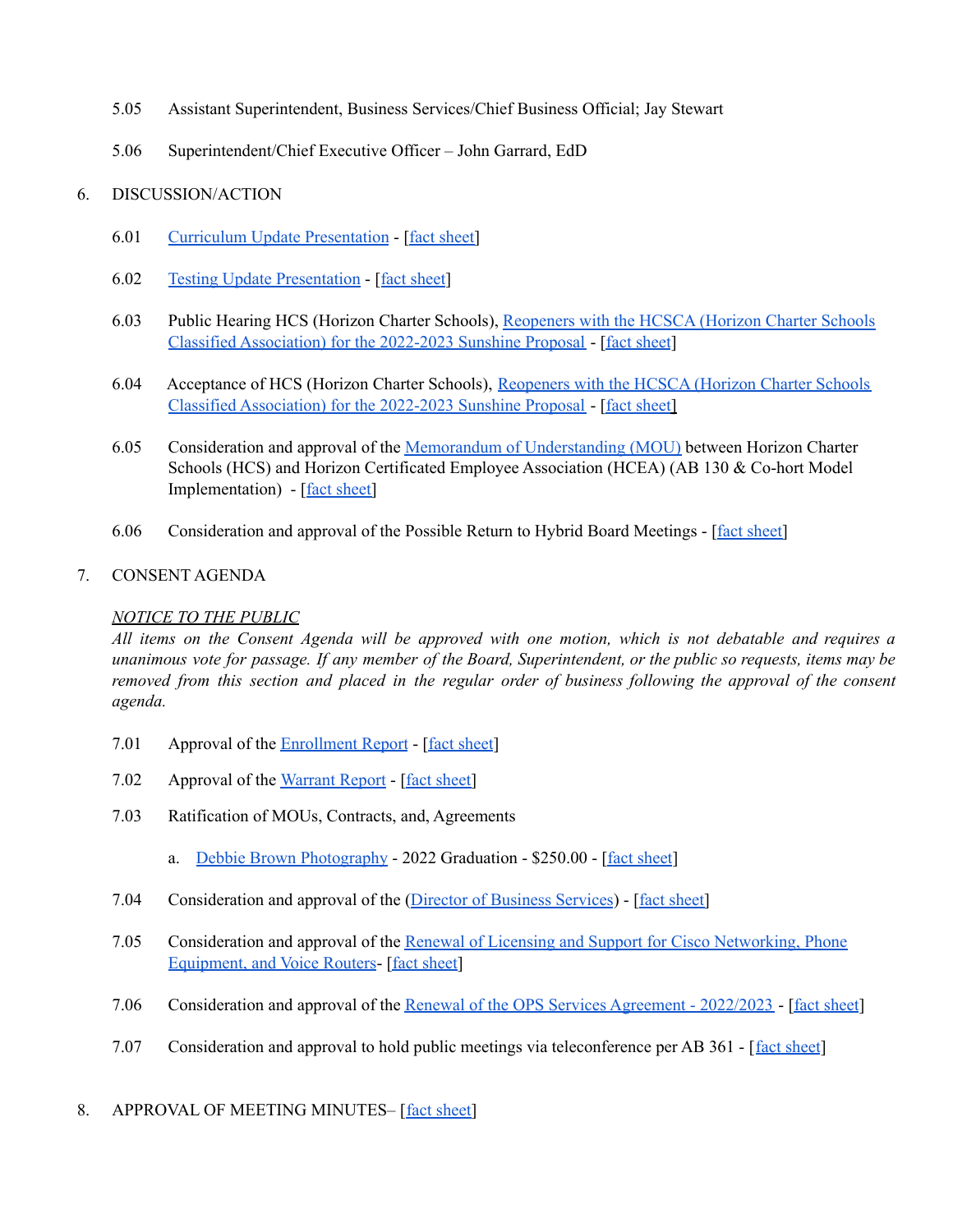5.05 Assistant Superintendent, Business Services/Chief Business Official; Jay Stewart

5.06 Superintendent/Chief Executive Officer – John Garrard, EdD

6. DISCUSSION/ACTION

   6.01 Curriculum Update Presentation - [fact sheet]

   6.02 Testing Update Presentation - [fact sheet]

   6.03 Public Hearing HCS (Horizon Charter Schools), Reopeners with the HCSCA (Horizon Charter Schools Classified Association) for the 2022-2023 Sunshine Proposal - [fact sheet]

   6.04 Acceptance of HCS (Horizon Charter Schools), Reopeners with the HCSCA (Horizon Charter Schools Classified Association) for the 2022-2023 Sunshine Proposal - [fact sheet]

   6.05 Consideration and approval of the Memorandum of Understanding (MOU) between Horizon Charter Schools (HCS) and Horizon Certificated Employee Association (HCEA) (AB 130 & Co-hort Model Implementation) - [fact sheet]

   6.06 Consideration and approval of the Possible Return to Hybrid Board Meetings - [fact sheet]

7. CONSENT AGENDA

   _NOTICE TO THE PUBLIC_

   *All items on the Consent Agenda will be approved with one motion, which is not debatable and requires a unanimous vote for passage. If any member of the Board, Superintendent, or the public so requests, items may be removed from this section and placed in the regular order of business following the approval of the consent agenda.*

   7.01 Approval of the Enrollment Report - [fact sheet]

   7.02 Approval of the Warrant Report - [fact sheet]

   7.03 Ratification of MOUs, Contracts, and, Agreements

      a. Debbie Brown Photography - 2022 Graduation - $250.00 - [fact sheet]

   7.04 Consideration and approval of the (Director of Business Services) - [fact sheet]

   7.05 Consideration and approval of the Renewal of Licensing and Support for Cisco Networking, Phone Equipment, and Voice Routers- [fact sheet]

   7.06 Consideration and approval of the Renewal of the OPS Services Agreement - 2022/2023 - [fact sheet]

   7.07 Consideration and approval to hold public meetings via teleconference per AB 361 - [fact sheet]

8. APPROVAL OF MEETING MINUTES– [fact sheet]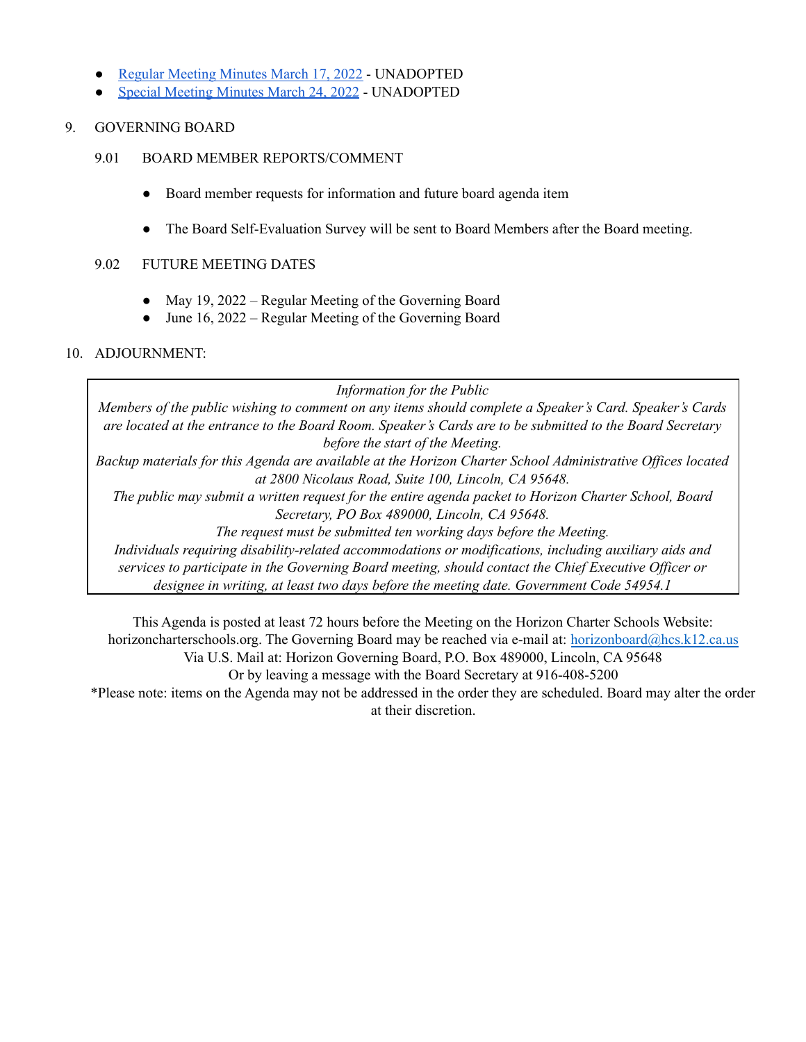- [Regular Meeting Minutes March 17, 2022]() - UNADOPTED
- [Special Meeting Minutes March 24, 2022]() - UNADOPTED

9. GOVERNING BOARD

   9.01 BOARD MEMBER REPORTS/COMMENT

   - Board member requests for information and future board agenda item
   - The Board Self-Evaluation Survey will be sent to Board Members after the Board meeting.

   9.02 FUTURE MEETING DATES

   - May 19, 2022 – Regular Meeting of the Governing Board
   - June 16, 2022 – Regular Meeting of the Governing Board

10. ADJOURNMENT:

*Information for the Public*
*Members of the public wishing to comment on any items should complete a Speaker's Card. Speaker's Cards are located at the entrance to the Board Room. Speaker's Cards are to be submitted to the Board Secretary before the start of the Meeting.*
*Backup materials for this Agenda are available at the Horizon Charter School Administrative Offices located at 2800 Nicolaus Road, Suite 100, Lincoln, CA 95648.*
*The public may submit a written request for the entire agenda packet to Horizon Charter School, Board Secretary, PO Box 489000, Lincoln, CA 95648.*
*The request must be submitted ten working days before the Meeting.*
*Individuals requiring disability-related accommodations or modifications, including auxiliary aids and services to participate in the Governing Board meeting, should contact the Chief Executive Officer or designee in writing, at least two days before the meeting date. Government Code 54954.1*

This Agenda is posted at least 72 hours before the Meeting on the Horizon Charter Schools Website: horizoncharterschools.org. The Governing Board may be reached via e-mail at: [horizonboard@hcs.k12.ca.us](mailto:horizonboard@hcs.k12.ca.us)
Via U.S. Mail at: Horizon Governing Board, P.O. Box 489000, Lincoln, CA 95648
Or by leaving a message with the Board Secretary at 916-408-5200
*Please note: items on the Agenda may not be addressed in the order they are scheduled. Board may alter the order at their discretion.